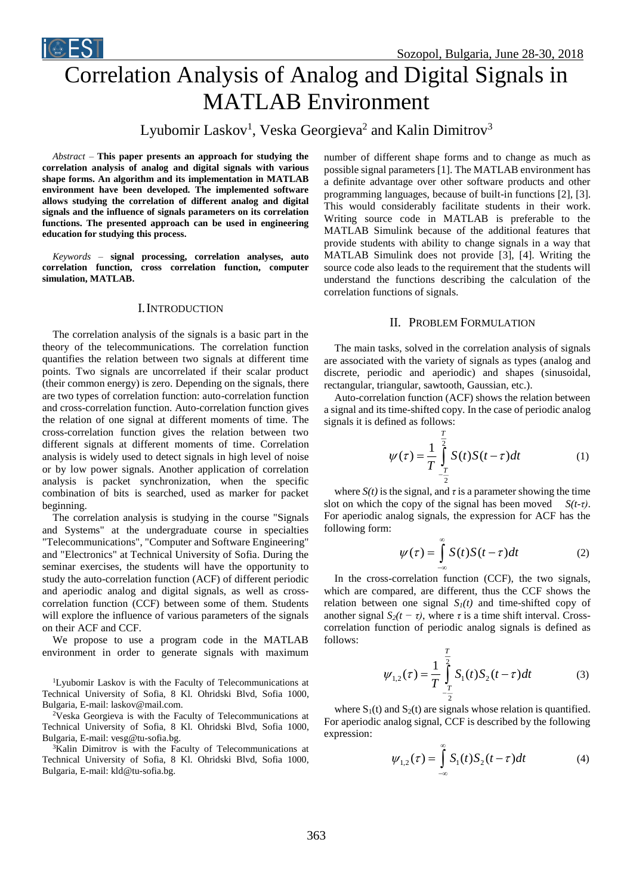# Correlation Analysis of Analog and Digital Signals in MATLAB Environment

Lyubomir Laskov[1], Veska Georgieva[2] and Kalin Dimitrov[3]

*Abstract* – **This paper presents an approach for studying the correlation analysis of analog and digital signals with various shape forms. An algorithm and its implementation in MATLAB environment have been developed. The implemented software allows studying the correlation of different analog and digital signals and the influence of signals parameters on its correlation functions. The presented approach can be used in engineering education for studying this process.**

*Keywords* – **signal processing, correlation analyses, auto correlation function, cross correlation function, computer simulation, MATLAB.**

## I. Introduction

The correlation analysis of the signals is a basic part in the theory of the telecommunications. The correlation function quantifies the relation between two signals at different time points. Two signals are uncorrelated if their scalar product (their common energy) is zero. Depending on the signals, there are two types of correlation function: auto-correlation function and cross-correlation function. Auto-correlation function gives the relation of one signal at different moments of time. The cross-correlation function gives the relation between two different signals at different moments of time. Correlation analysis is widely used to detect signals in high level of noise or by low power signals. Another application of correlation analysis is packet synchronization, when the specific combination of bits is searched, used as marker for packet beginning.

The correlation analysis is studying in the course "Signals and Systems" at the undergraduate course in specialties "Telecommunications", "Computer and Software Engineering" and "Electronics" at Technical University of Sofia. During the seminar exercises, the students will have the opportunity to study the auto-correlation function (ACF) of different periodic and aperiodic analog and digital signals, as well as cross-correlation function (CCF) between some of them. Students will explore the influence of various parameters of the signals on their ACF and CCF.

We propose to use a program code in the MATLAB environment in order to generate signals with maximum number of different shape forms and to change as much as possible signal parameters [1]. The MATLAB environment has a definite advantage over other software products and other programming languages, because of built-in functions [2], [3]. This would considerably facilitate students in their work. Writing source code in MATLAB is preferable to the MATLAB Simulink because of the additional features that provide students with ability to change signals in a way that MATLAB Simulink does not provide [3], [4]. Writing the source code also leads to the requirement that the students will understand the functions describing the calculation of the correlation functions of signals.

[1]Lyubomir Laskov is with the Faculty of Telecommunications at Technical University of Sofia, 8 Kl. Ohridski Blvd, Sofia 1000, Bulgaria, E-mail: laskov@mail.com.

[2]Veska Georgieva is with the Faculty of Telecommunications at Technical University of Sofia, 8 Kl. Ohridski Blvd, Sofia 1000, Bulgaria, E-mail: vesg@tu-sofia.bg.

[3]Kalin Dimitrov is with the Faculty of Telecommunications at Technical University of Sofia, 8 Kl. Ohridski Blvd, Sofia 1000, Bulgaria, E-mail: kld@tu-sofia.bg.

## II. Problem Formulation

The main tasks, solved in the correlation analysis of signals are associated with the variety of signals as types (analog and discrete, periodic and aperiodic) and shapes (sinusoidal, rectangular, triangular, sawtooth, Gaussian, etc.).

Auto-correlation function (ACF) shows the relation between a signal and its time-shifted copy. In the case of periodic analog signals it is defined as follows:

$$\psi(\tau) = \frac{1}{T}\int_{-\frac{T}{2}}^{\frac{T}{2}} S(t)S(t-\tau)dt \tag{1}$$

where $S(t)$ is the signal, and $\tau$ is a parameter showing the time slot on which the copy of the signal has been moved $S(t-\tau)$. For aperiodic analog signals, the expression for ACF has the following form:

$$\psi(\tau) = \int_{-\infty}^{\infty} S(t)S(t-\tau)dt \tag{2}$$

In the cross-correlation function (CCF), the two signals, which are compared, are different, thus the CCF shows the relation between one signal $S_1(t)$ and time-shifted copy of another signal $S_2(t-\tau)$, where $\tau$ is a time shift interval. Cross-correlation function of periodic analog signals is defined as follows:

$$\psi_{1,2}(\tau) = \frac{1}{T}\int_{-\frac{T}{2}}^{\frac{T}{2}} S_1(t)S_2(t-\tau)dt \tag{3}$$

where $S_1(t)$ and $S_2(t)$ are signals whose relation is quantified. For aperiodic analog signal, CCF is described by the following expression:

$$\psi_{1,2}(\tau) = \int_{-\infty}^{\infty} S_1(t)S_2(t-\tau)dt \tag{4}$$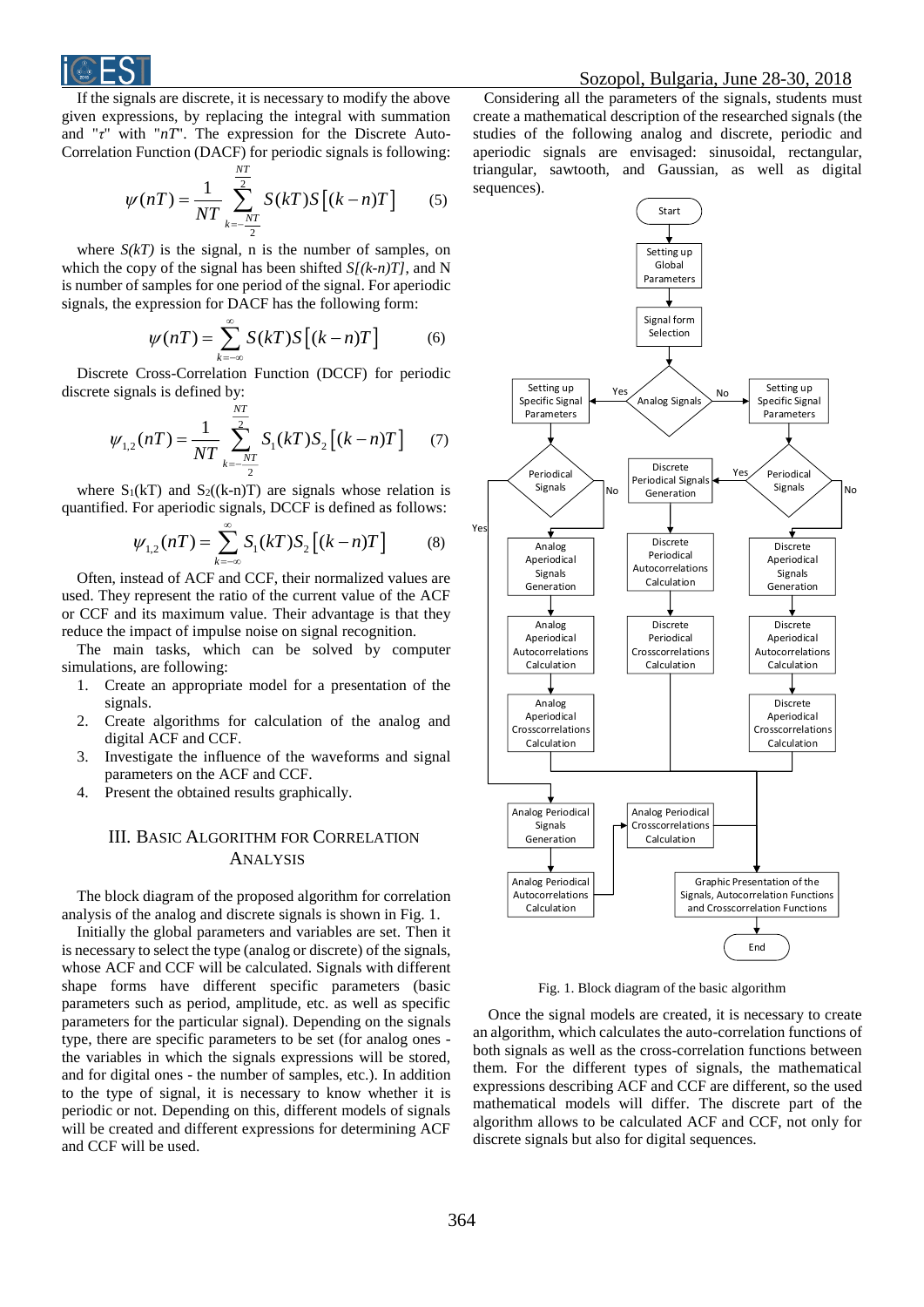If the signals are discrete, it is necessary to modify the above given expressions, by replacing the integral with summation and "$\tau$" with "$nT$". The expression for the Discrete Auto-Correlation Function (DACF) for periodic signals is following:

$$\psi(nT) = \frac{1}{NT} \sum_{k=-\frac{NT}{2}}^{\frac{NT}{2}} S(kT) S\left[(k-n)T\right] \qquad (5)$$

where $S(kT)$ is the signal, n is the number of samples, on which the copy of the signal has been shifted $S[(k\text{-}n)T]$, and N is number of samples for one period of the signal. For aperiodic signals, the expression for DACF has the following form:

$$\psi(nT) = \sum_{k=-\infty}^{\infty} S(kT) S\left[(k-n)T\right] \qquad (6)$$

Discrete Cross-Correlation Function (DCCF) for periodic discrete signals is defined by:

$$\psi_{1,2}(nT) = \frac{1}{NT} \sum_{k=-\frac{NT}{2}}^{\frac{NT}{2}} S_1(kT) S_2\left[(k-n)T\right] \qquad (7)$$

where $S_1(kT)$ and $S_2((k\text{-}n)T)$ are signals whose relation is quantified. For aperiodic signals, DCCF is defined as follows:

$$\psi_{1,2}(nT) = \sum_{k=-\infty}^{\infty} S_1(kT) S_2\left[(k-n)T\right] \qquad (8)$$

Often, instead of ACF and CCF, their normalized values are used. They represent the ratio of the current value of the ACF or CCF and its maximum value. Their advantage is that they reduce the impact of impulse noise on signal recognition.

The main tasks, which can be solved by computer simulations, are following:

1. Create an appropriate model for a presentation of the signals.
2. Create algorithms for calculation of the analog and digital ACF and CCF.
3. Investigate the influence of the waveforms and signal parameters on the ACF and CCF.
4. Present the obtained results graphically.

## III. Basic Algorithm for Correlation Analysis

The block diagram of the proposed algorithm for correlation analysis of the analog and discrete signals is shown in Fig. 1.

Initially the global parameters and variables are set. Then it is necessary to select the type (analog or discrete) of the signals, whose ACF and CCF will be calculated. Signals with different shape forms have different specific parameters (basic parameters such as period, amplitude, etc. as well as specific parameters for the particular signal). Depending on the signals type, there are specific parameters to be set (for analog ones - the variables in which the signals expressions will be stored, and for digital ones - the number of samples, etc.). In addition to the type of signal, it is necessary to know whether it is periodic or not. Depending on this, different models of signals will be created and different expressions for determining ACF and CCF will be used.

Considering all the parameters of the signals, students must create a mathematical description of the researched signals (the studies of the following analog and discrete, periodic and aperiodic signals are envisaged: sinusoidal, rectangular, triangular, sawtooth, and Gaussian, as well as digital sequences).

Fig. 1. Block diagram of the basic algorithm

Once the signal models are created, it is necessary to create an algorithm, which calculates the auto-correlation functions of both signals as well as the cross-correlation functions between them. For the different types of signals, the mathematical expressions describing ACF and CCF are different, so the used mathematical models will differ. The discrete part of the algorithm allows to be calculated ACF and CCF, not only for discrete signals but also for digital sequences.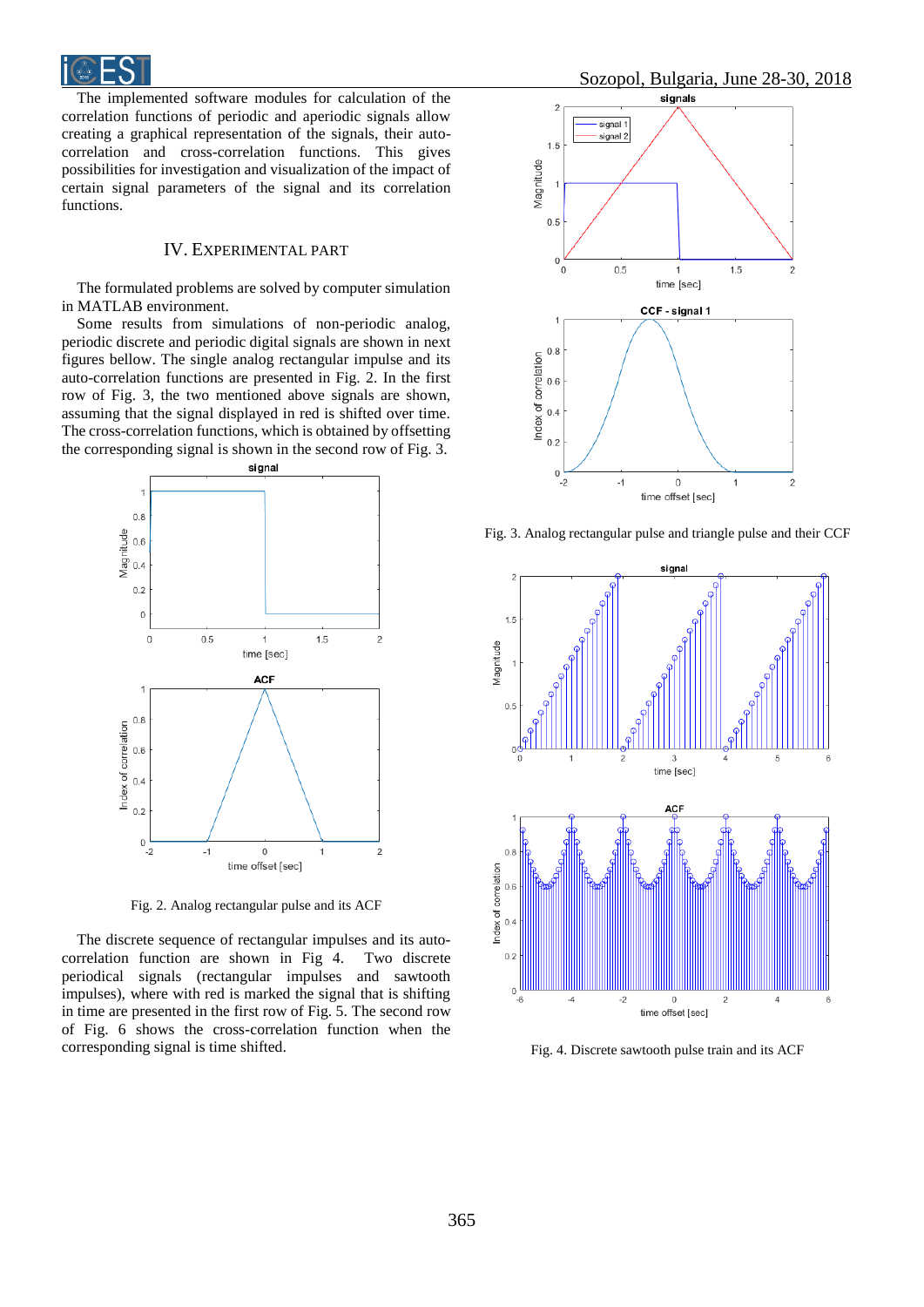The implemented software modules for calculation of the correlation functions of periodic and aperiodic signals allow creating a graphical representation of the signals, their auto-correlation and cross-correlation functions. This gives possibilities for investigation and visualization of the impact of certain signal parameters of the signal and its correlation functions.

## IV. EXPERIMENTAL PART

The formulated problems are solved by computer simulation in MATLAB environment.

Some results from simulations of non-periodic analog, periodic discrete and periodic digital signals are shown in next figures bellow. The single analog rectangular impulse and its auto-correlation functions are presented in Fig. 2. In the first row of Fig. 3, the two mentioned above signals are shown, assuming that the signal displayed in red is shifted over time. The cross-correlation functions, which is obtained by offsetting the corresponding signal is shown in the second row of Fig. 3.

Fig. 2. Analog rectangular pulse and its ACF

The discrete sequence of rectangular impulses and its auto-correlation function are shown in Fig 4. Two discrete periodical signals (rectangular impulses and sawtooth impulses), where with red is marked the signal that is shifting in time are presented in the first row of Fig. 5. The second row of Fig. 6 shows the cross-correlation function when the corresponding signal is time shifted.

Fig. 3. Analog rectangular pulse and triangle pulse and their CCF

Fig. 4. Discrete sawtooth pulse train and its ACF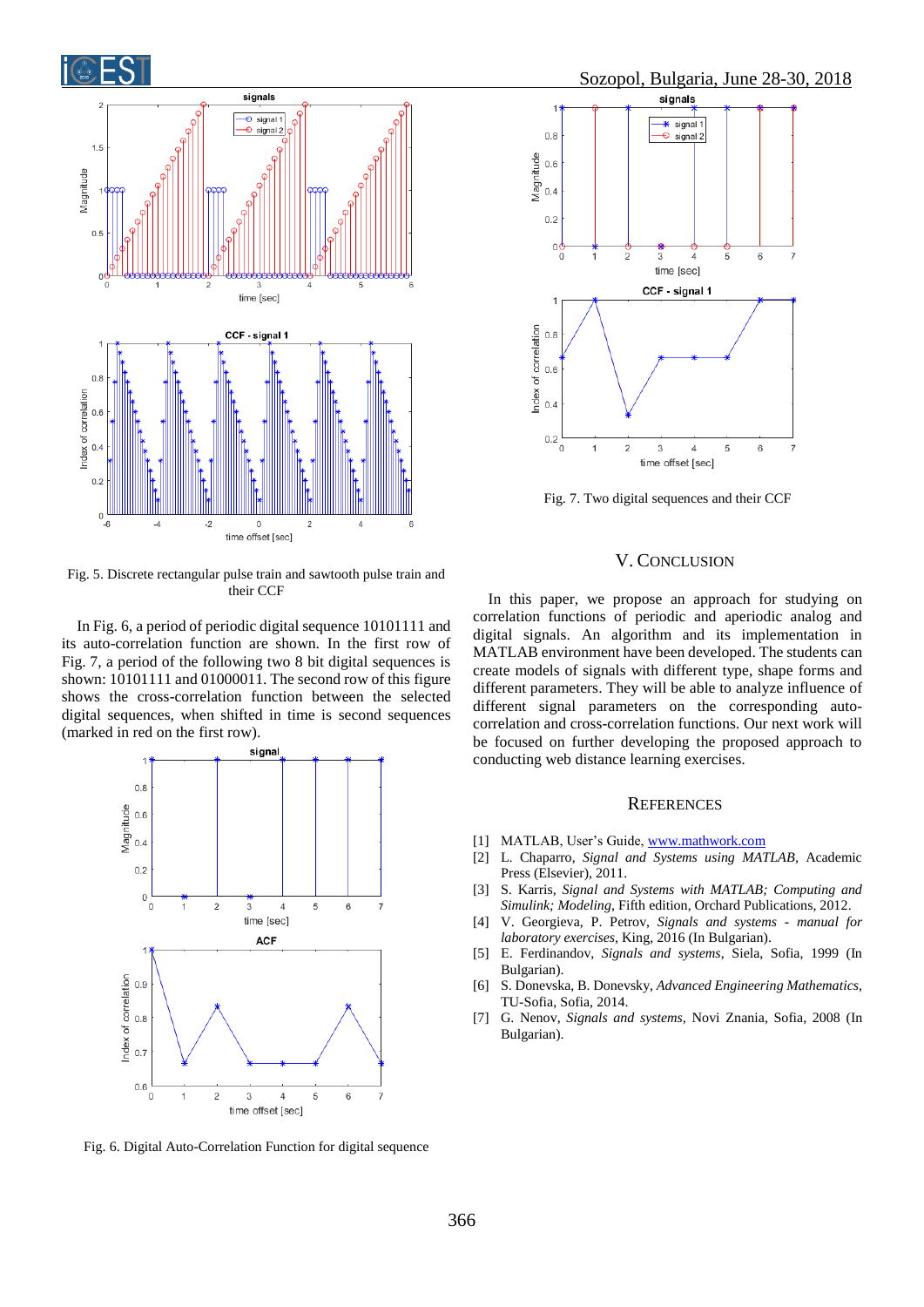signals

signal 1
signal 2

Magnitude

2
1.5
1
0.5
0

0 1 2 3 4 5 6

time [sec]

CCF - signal 1

Index of correlation

1
0.8
0.6
0.4
0.2
0

-6 -4 -2 0 2 4 6

time offset [sec]

Fig. 5. Discrete rectangular pulse train and sawtooth pulse train and their CCF

In Fig. 6, a period of periodic digital sequence 10101111 and its auto-correlation function are shown. In the first row of Fig. 7, a period of the following two 8 bit digital sequences is shown: 10101111 and 01000011. The second row of this figure shows the cross-correlation function between the selected digital sequences, when shifted in time is second sequences (marked in red on the first row).

signal

Magnitude

1
0.8
0.6
0.4
0.2
0

0 1 2 3 4 5 6 7

time [sec]

ACF

Index of correlation

1
0.9
0.8
0.7
0.6

0 1 2 3 4 5 6 7

time offset [sec]

Fig. 6. Digital Auto-Correlation Function for digital sequence

signals

signal 1
signal 2

Magnitude

1
0.8
0.6
0.4
0.2
0

0 1 2 3 4 5 6 7

time [sec]

CCF - signal 1

Index of correlation

1
0.8
0.6
0.4
0.2

0 1 2 3 4 5 6 7

time offset [sec]

Fig. 7. Two digital sequences and their CCF

## V. Conclusion

In this paper, we propose an approach for studying on correlation functions of periodic and aperiodic analog and digital signals. An algorithm and its implementation in MATLAB environment have been developed. The students can create models of signals with different type, shape forms and different parameters. They will be able to analyze influence of different signal parameters on the corresponding auto-correlation and cross-correlation functions. Our next work will be focused on further developing the proposed approach to conducting web distance learning exercises.

## References

[1] MATLAB, User's Guide, www.mathwork.com
[2] L. Chaparro, *Signal and Systems using MATLAB*, Academic Press (Elsevier), 2011.
[3] S. Karris, *Signal and Systems with MATLAB; Computing and Simulink; Modeling*, Fifth edition, Orchard Publications, 2012.
[4] V. Georgieva, P. Petrov, *Signals and systems - manual for laboratory exercises*, King, 2016 (In Bulgarian).
[5] E. Ferdinandov, *Signals and systems*, Siela, Sofia, 1999 (In Bulgarian).
[6] S. Donevska, B. Donevsky, *Advanced Engineering Mathematics*, TU-Sofia, Sofia, 2014.
[7] G. Nenov, *Signals and systems*, Novi Znania, Sofia, 2008 (In Bulgarian).